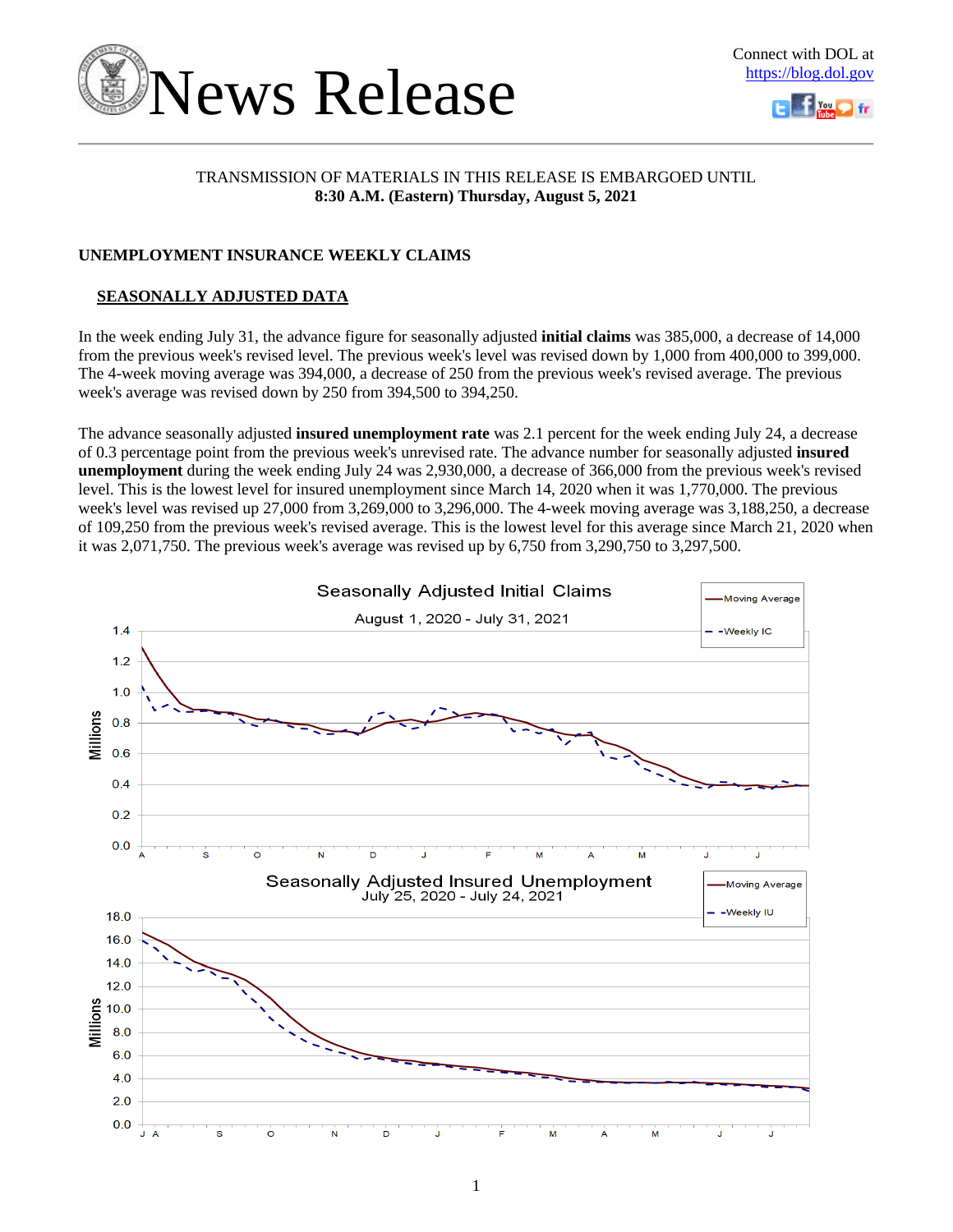# News Release

Connect with DOL at https://blog.dol.gov

TRANSMISSION OF MATERIALS IN THIS RELEASE IS EMBARGOED UNTIL
**8:30 A.M. (Eastern) Thursday, August 5, 2021**

## UNEMPLOYMENT INSURANCE WEEKLY CLAIMS

### SEASONALLY ADJUSTED DATA

In the week ending July 31, the advance figure for seasonally adjusted **initial claims** was 385,000, a decrease of 14,000 from the previous week's revised level. The previous week's level was revised down by 1,000 from 400,000 to 399,000. The 4-week moving average was 394,000, a decrease of 250 from the previous week's revised average. The previous week's average was revised down by 250 from 394,500 to 394,250.

The advance seasonally adjusted **insured unemployment rate** was 2.1 percent for the week ending July 24, a decrease of 0.3 percentage point from the previous week's unrevised rate. The advance number for seasonally adjusted **insured unemployment** during the week ending July 24 was 2,930,000, a decrease of 366,000 from the previous week's revised level. This is the lowest level for insured unemployment since March 14, 2020 when it was 1,770,000. The previous week's level was revised up 27,000 from 3,269,000 to 3,296,000. The 4-week moving average was 3,188,250, a decrease of 109,250 from the previous week's revised average. This is the lowest level for this average since March 21, 2020 when it was 2,071,750. The previous week's average was revised up by 6,750 from 3,290,750 to 3,297,500.

Seasonally Adjusted Initial Claims
August 1, 2020 - July 31, 2021

Seasonally Adjusted Insured Unemployment
July 25, 2020 - July 24, 2021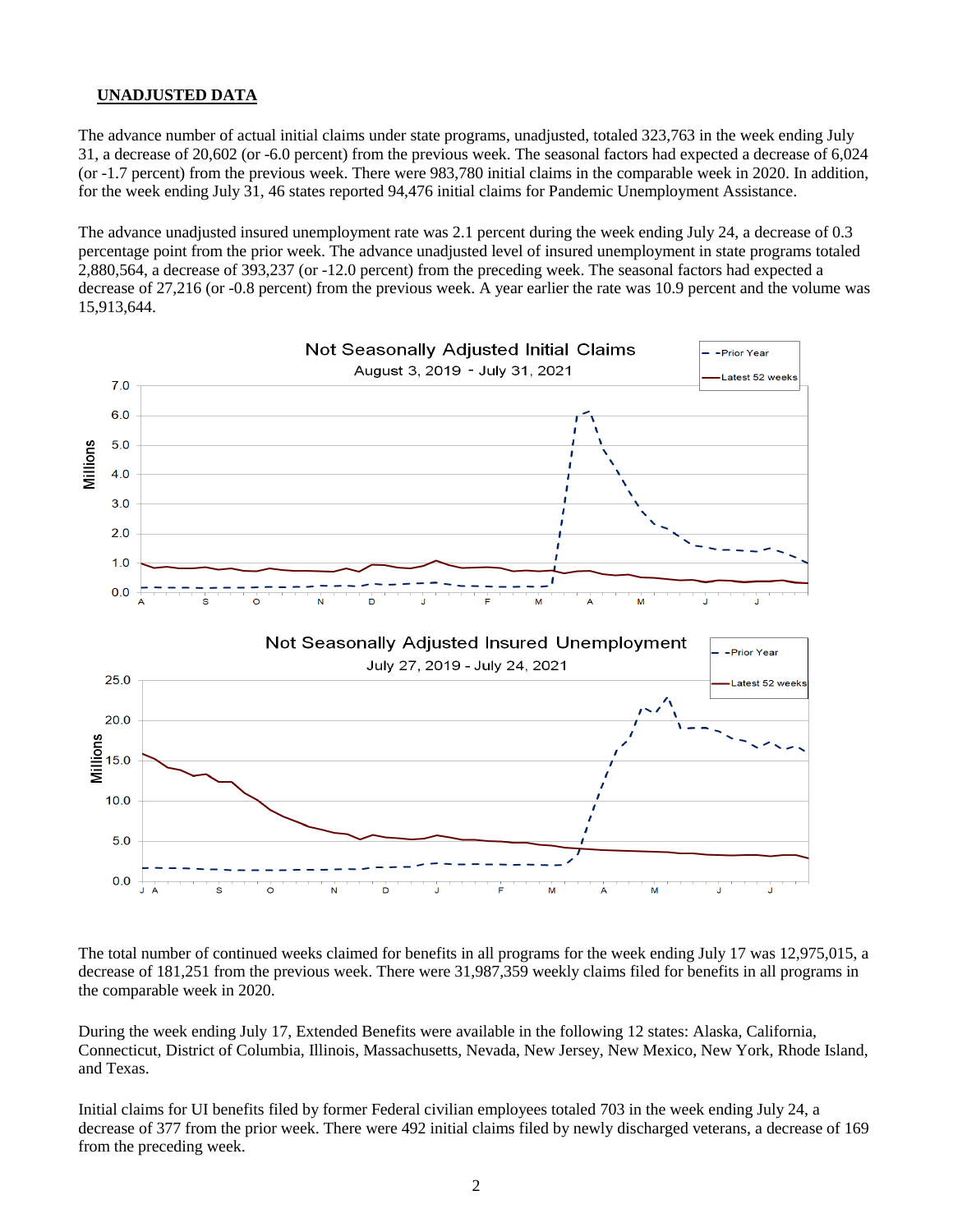## UNADJUSTED DATA

The advance number of actual initial claims under state programs, unadjusted, totaled 323,763 in the week ending July 31, a decrease of 20,602 (or -6.0 percent) from the previous week. The seasonal factors had expected a decrease of 6,024 (or -1.7 percent) from the previous week. There were 983,780 initial claims in the comparable week in 2020. In addition, for the week ending July 31, 46 states reported 94,476 initial claims for Pandemic Unemployment Assistance.

The advance unadjusted insured unemployment rate was 2.1 percent during the week ending July 24, a decrease of 0.3 percentage point from the prior week. The advance unadjusted level of insured unemployment in state programs totaled 2,880,564, a decrease of 393,237 (or -12.0 percent) from the preceding week. The seasonal factors had expected a decrease of 27,216 (or -0.8 percent) from the previous week. A year earlier the rate was 10.9 percent and the volume was 15,913,644.

Not Seasonally Adjusted Initial Claims

August 3, 2019 - July 31, 2021

Not Seasonally Adjusted Insured Unemployment

July 27, 2019 - July 24, 2021

The total number of continued weeks claimed for benefits in all programs for the week ending July 17 was 12,975,015, a decrease of 181,251 from the previous week. There were 31,987,359 weekly claims filed for benefits in all programs in the comparable week in 2020.

During the week ending July 17, Extended Benefits were available in the following 12 states: Alaska, California, Connecticut, District of Columbia, Illinois, Massachusetts, Nevada, New Jersey, New Mexico, New York, Rhode Island, and Texas.

Initial claims for UI benefits filed by former Federal civilian employees totaled 703 in the week ending July 24, a decrease of 377 from the prior week. There were 492 initial claims filed by newly discharged veterans, a decrease of 169 from the preceding week.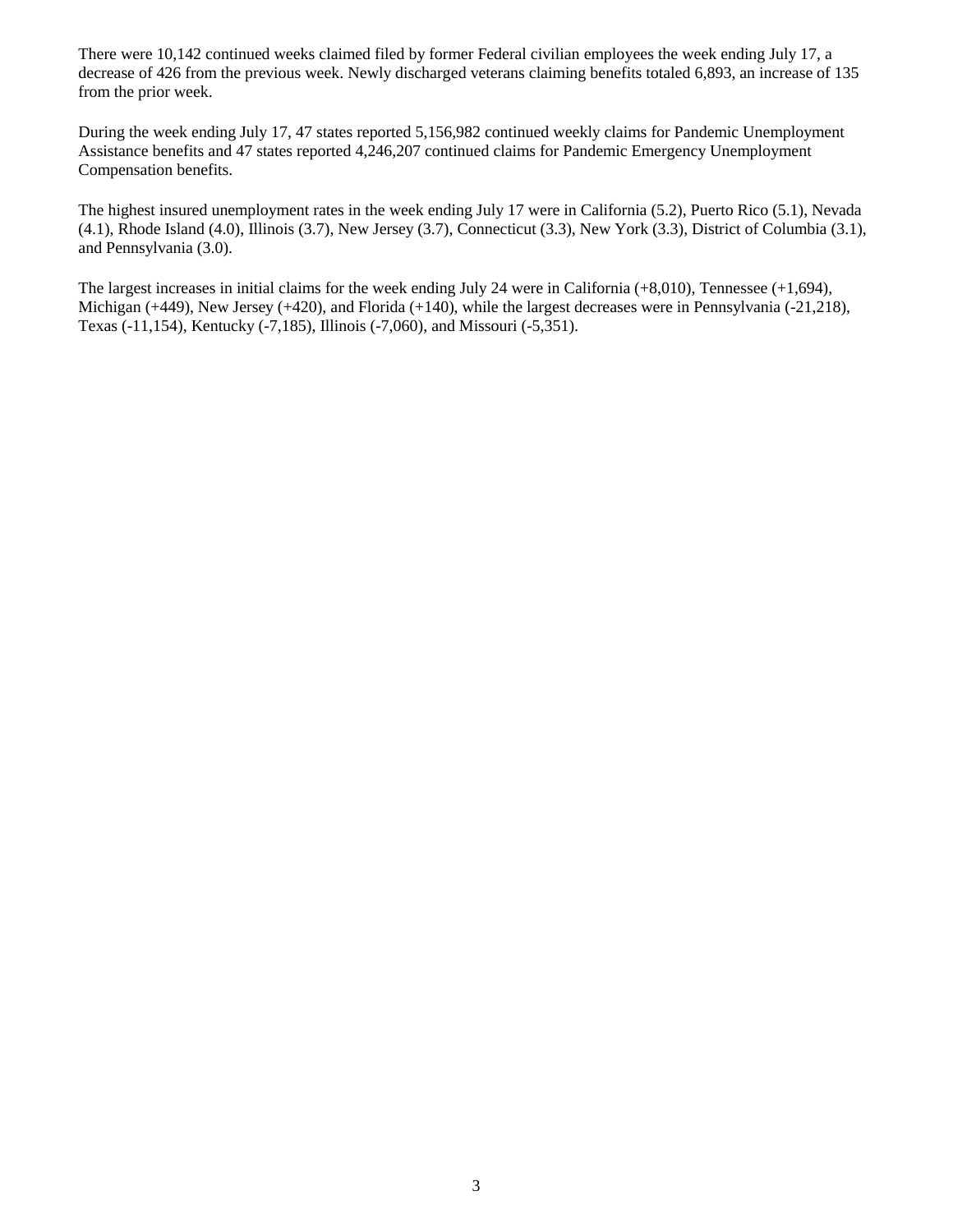There were 10,142 continued weeks claimed filed by former Federal civilian employees the week ending July 17, a decrease of 426 from the previous week. Newly discharged veterans claiming benefits totaled 6,893, an increase of 135 from the prior week.

During the week ending July 17, 47 states reported 5,156,982 continued weekly claims for Pandemic Unemployment Assistance benefits and 47 states reported 4,246,207 continued claims for Pandemic Emergency Unemployment Compensation benefits.

The highest insured unemployment rates in the week ending July 17 were in California (5.2), Puerto Rico (5.1), Nevada (4.1), Rhode Island (4.0), Illinois (3.7), New Jersey (3.7), Connecticut (3.3), New York (3.3), District of Columbia (3.1), and Pennsylvania (3.0).

The largest increases in initial claims for the week ending July 24 were in California (+8,010), Tennessee (+1,694), Michigan (+449), New Jersey (+420), and Florida (+140), while the largest decreases were in Pennsylvania (-21,218), Texas (-11,154), Kentucky (-7,185), Illinois (-7,060), and Missouri (-5,351).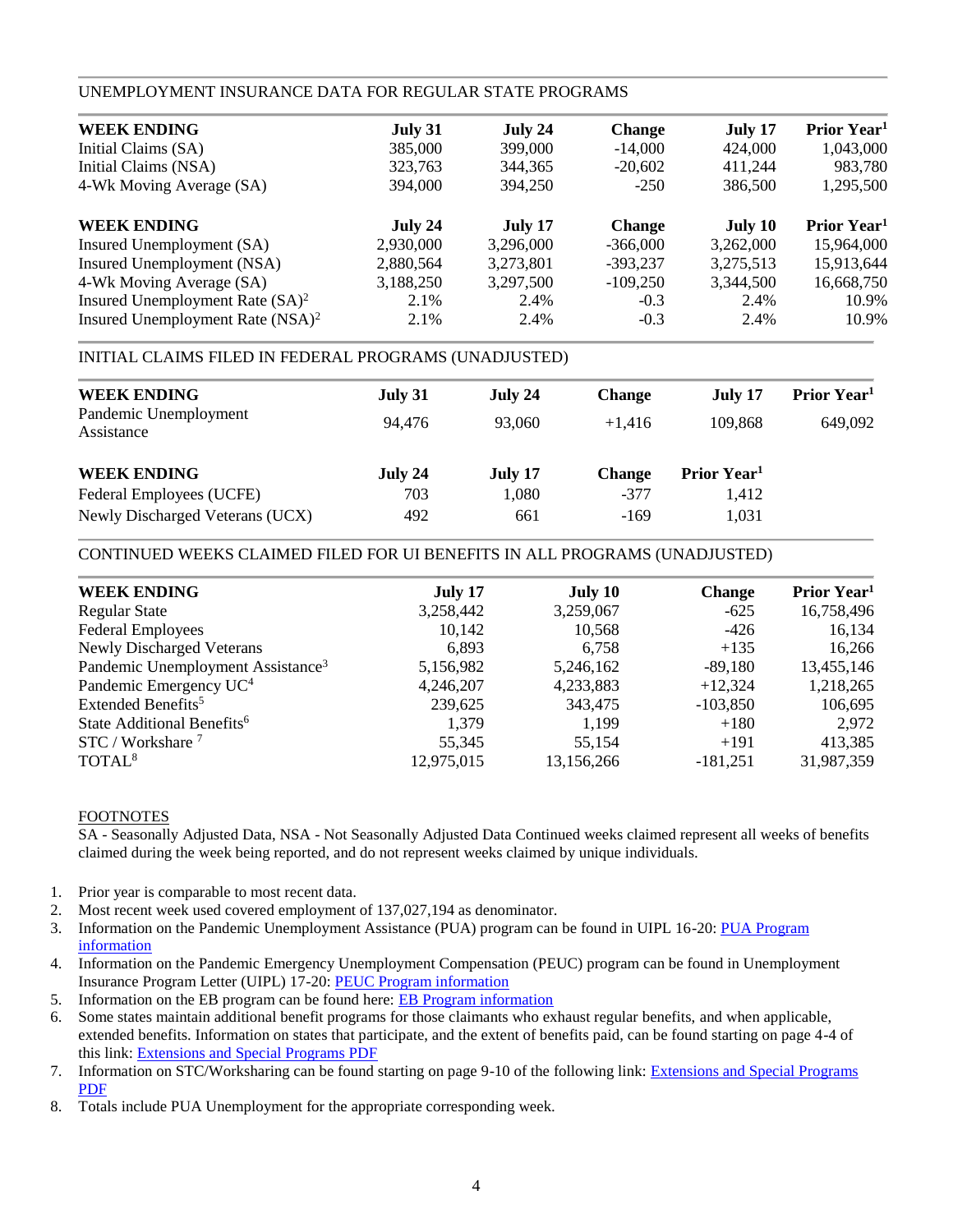## UNEMPLOYMENT INSURANCE DATA FOR REGULAR STATE PROGRAMS

| WEEK ENDING | July 31 | July 24 | Change | July 17 | Prior Year[1] |
|---|---|---|---|---|---|
| Initial Claims (SA) | 385,000 | 399,000 | -14,000 | 424,000 | 1,043,000 |
| Initial Claims (NSA) | 323,763 | 344,365 | -20,602 | 411,244 | 983,780 |
| 4-Wk Moving Average (SA) | 394,000 | 394,250 | -250 | 386,500 | 1,295,500 |

| WEEK ENDING | July 24 | July 17 | Change | July 10 | Prior Year[1] |
|---|---|---|---|---|---|
| Insured Unemployment (SA) | 2,930,000 | 3,296,000 | -366,000 | 3,262,000 | 15,964,000 |
| Insured Unemployment (NSA) | 2,880,564 | 3,273,801 | -393,237 | 3,275,513 | 15,913,644 |
| 4-Wk Moving Average (SA) | 3,188,250 | 3,297,500 | -109,250 | 3,344,500 | 16,668,750 |
| Insured Unemployment Rate (SA)[2] | 2.1% | 2.4% | -0.3 | 2.4% | 10.9% |
| Insured Unemployment Rate (NSA)[2] | 2.1% | 2.4% | -0.3 | 2.4% | 10.9% |

## INITIAL CLAIMS FILED IN FEDERAL PROGRAMS (UNADJUSTED)

| WEEK ENDING | July 31 | July 24 | Change | July 17 | Prior Year[1] |
|---|---|---|---|---|---|
| Pandemic Unemployment Assistance | 94,476 | 93,060 | +1,416 | 109,868 | 649,092 |

| WEEK ENDING | July 24 | July 17 | Change | Prior Year[1] |
|---|---|---|---|---|
| Federal Employees (UCFE) | 703 | 1,080 | -377 | 1,412 |
| Newly Discharged Veterans (UCX) | 492 | 661 | -169 | 1,031 |

## CONTINUED WEEKS CLAIMED FILED FOR UI BENEFITS IN ALL PROGRAMS (UNADJUSTED)

| WEEK ENDING | July 17 | July 10 | Change | Prior Year[1] |
|---|---|---|---|---|
| Regular State | 3,258,442 | 3,259,067 | -625 | 16,758,496 |
| Federal Employees | 10,142 | 10,568 | -426 | 16,134 |
| Newly Discharged Veterans | 6,893 | 6,758 | +135 | 16,266 |
| Pandemic Unemployment Assistance[3] | 5,156,982 | 5,246,162 | -89,180 | 13,455,146 |
| Pandemic Emergency UC[4] | 4,246,207 | 4,233,883 | +12,324 | 1,218,265 |
| Extended Benefits[5] | 239,625 | 343,475 | -103,850 | 106,695 |
| State Additional Benefits[6] | 1,379 | 1,199 | +180 | 2,972 |
| STC / Workshare [7] | 55,345 | 55,154 | +191 | 413,385 |
| TOTAL[8] | 12,975,015 | 13,156,266 | -181,251 | 31,987,359 |

FOOTNOTES

SA - Seasonally Adjusted Data, NSA - Not Seasonally Adjusted Data Continued weeks claimed represent all weeks of benefits claimed during the week being reported, and do not represent weeks claimed by unique individuals.

1. Prior year is comparable to most recent data.
2. Most recent week used covered employment of 137,027,194 as denominator.
3. Information on the Pandemic Unemployment Assistance (PUA) program can be found in UIPL 16-20: PUA Program information
4. Information on the Pandemic Emergency Unemployment Compensation (PEUC) program can be found in Unemployment Insurance Program Letter (UIPL) 17-20: PEUC Program information
5. Information on the EB program can be found here: EB Program information
6. Some states maintain additional benefit programs for those claimants who exhaust regular benefits, and when applicable, extended benefits. Information on states that participate, and the extent of benefits paid, can be found starting on page 4-4 of this link: Extensions and Special Programs PDF
7. Information on STC/Worksharing can be found starting on page 9-10 of the following link: Extensions and Special Programs PDF
8. Totals include PUA Unemployment for the appropriate corresponding week.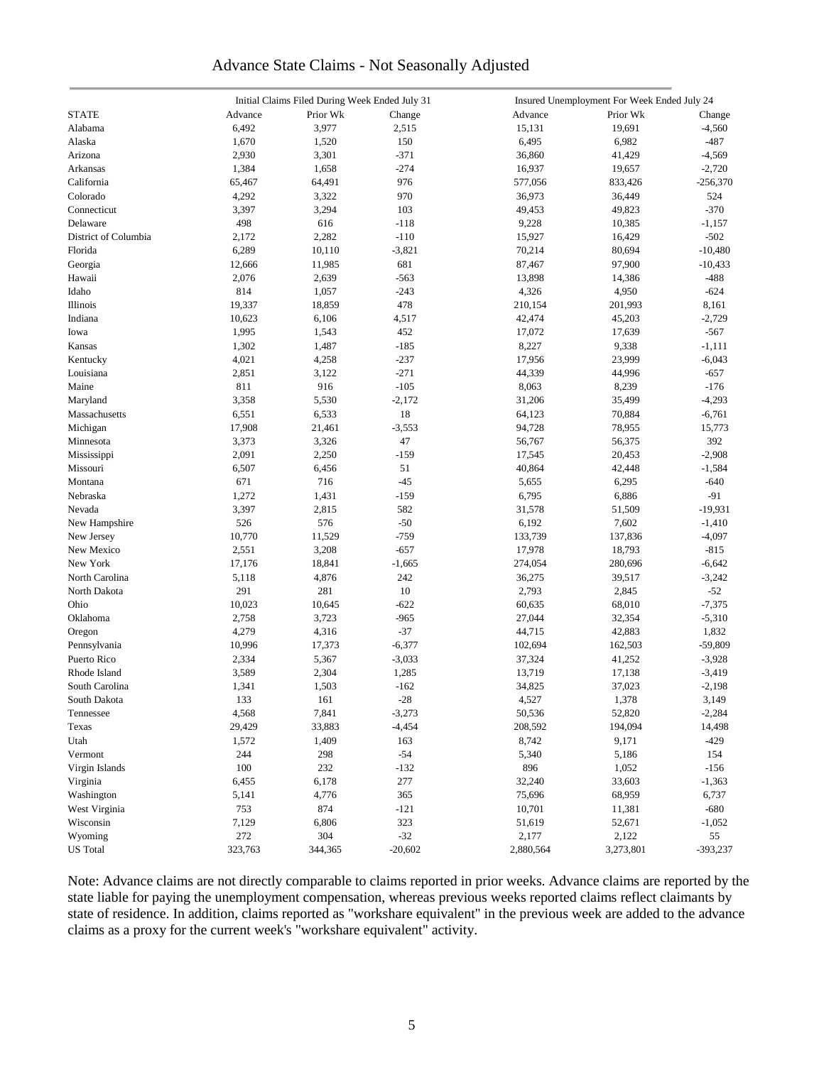# Advance State Claims - Not Seasonally Adjusted

| | Initial Claims Filed During Week Ended July 31 | | | Insured Unemployment For Week Ended July 24 | | |
|---|---|---|---|---|---|---|
| STATE | Advance | Prior Wk | Change | Advance | Prior Wk | Change |
| Alabama | 6,492 | 3,977 | 2,515 | 15,131 | 19,691 | -4,560 |
| Alaska | 1,670 | 1,520 | 150 | 6,495 | 6,982 | -487 |
| Arizona | 2,930 | 3,301 | -371 | 36,860 | 41,429 | -4,569 |
| Arkansas | 1,384 | 1,658 | -274 | 16,937 | 19,657 | -2,720 |
| California | 65,467 | 64,491 | 976 | 577,056 | 833,426 | -256,370 |
| Colorado | 4,292 | 3,322 | 970 | 36,973 | 36,449 | 524 |
| Connecticut | 3,397 | 3,294 | 103 | 49,453 | 49,823 | -370 |
| Delaware | 498 | 616 | -118 | 9,228 | 10,385 | -1,157 |
| District of Columbia | 2,172 | 2,282 | -110 | 15,927 | 16,429 | -502 |
| Florida | 6,289 | 10,110 | -3,821 | 70,214 | 80,694 | -10,480 |
| Georgia | 12,666 | 11,985 | 681 | 87,467 | 97,900 | -10,433 |
| Hawaii | 2,076 | 2,639 | -563 | 13,898 | 14,386 | -488 |
| Idaho | 814 | 1,057 | -243 | 4,326 | 4,950 | -624 |
| Illinois | 19,337 | 18,859 | 478 | 210,154 | 201,993 | 8,161 |
| Indiana | 10,623 | 6,106 | 4,517 | 42,474 | 45,203 | -2,729 |
| Iowa | 1,995 | 1,543 | 452 | 17,072 | 17,639 | -567 |
| Kansas | 1,302 | 1,487 | -185 | 8,227 | 9,338 | -1,111 |
| Kentucky | 4,021 | 4,258 | -237 | 17,956 | 23,999 | -6,043 |
| Louisiana | 2,851 | 3,122 | -271 | 44,339 | 44,996 | -657 |
| Maine | 811 | 916 | -105 | 8,063 | 8,239 | -176 |
| Maryland | 3,358 | 5,530 | -2,172 | 31,206 | 35,499 | -4,293 |
| Massachusetts | 6,551 | 6,533 | 18 | 64,123 | 70,884 | -6,761 |
| Michigan | 17,908 | 21,461 | -3,553 | 94,728 | 78,955 | 15,773 |
| Minnesota | 3,373 | 3,326 | 47 | 56,767 | 56,375 | 392 |
| Mississippi | 2,091 | 2,250 | -159 | 17,545 | 20,453 | -2,908 |
| Missouri | 6,507 | 6,456 | 51 | 40,864 | 42,448 | -1,584 |
| Montana | 671 | 716 | -45 | 5,655 | 6,295 | -640 |
| Nebraska | 1,272 | 1,431 | -159 | 6,795 | 6,886 | -91 |
| Nevada | 3,397 | 2,815 | 582 | 31,578 | 51,509 | -19,931 |
| New Hampshire | 526 | 576 | -50 | 6,192 | 7,602 | -1,410 |
| New Jersey | 10,770 | 11,529 | -759 | 133,739 | 137,836 | -4,097 |
| New Mexico | 2,551 | 3,208 | -657 | 17,978 | 18,793 | -815 |
| New York | 17,176 | 18,841 | -1,665 | 274,054 | 280,696 | -6,642 |
| North Carolina | 5,118 | 4,876 | 242 | 36,275 | 39,517 | -3,242 |
| North Dakota | 291 | 281 | 10 | 2,793 | 2,845 | -52 |
| Ohio | 10,023 | 10,645 | -622 | 60,635 | 68,010 | -7,375 |
| Oklahoma | 2,758 | 3,723 | -965 | 27,044 | 32,354 | -5,310 |
| Oregon | 4,279 | 4,316 | -37 | 44,715 | 42,883 | 1,832 |
| Pennsylvania | 10,996 | 17,373 | -6,377 | 102,694 | 162,503 | -59,809 |
| Puerto Rico | 2,334 | 5,367 | -3,033 | 37,324 | 41,252 | -3,928 |
| Rhode Island | 3,589 | 2,304 | 1,285 | 13,719 | 17,138 | -3,419 |
| South Carolina | 1,341 | 1,503 | -162 | 34,825 | 37,023 | -2,198 |
| South Dakota | 133 | 161 | -28 | 4,527 | 1,378 | 3,149 |
| Tennessee | 4,568 | 7,841 | -3,273 | 50,536 | 52,820 | -2,284 |
| Texas | 29,429 | 33,883 | -4,454 | 208,592 | 194,094 | 14,498 |
| Utah | 1,572 | 1,409 | 163 | 8,742 | 9,171 | -429 |
| Vermont | 244 | 298 | -54 | 5,340 | 5,186 | 154 |
| Virgin Islands | 100 | 232 | -132 | 896 | 1,052 | -156 |
| Virginia | 6,455 | 6,178 | 277 | 32,240 | 33,603 | -1,363 |
| Washington | 5,141 | 4,776 | 365 | 75,696 | 68,959 | 6,737 |
| West Virginia | 753 | 874 | -121 | 10,701 | 11,381 | -680 |
| Wisconsin | 7,129 | 6,806 | 323 | 51,619 | 52,671 | -1,052 |
| Wyoming | 272 | 304 | -32 | 2,177 | 2,122 | 55 |
| US Total | 323,763 | 344,365 | -20,602 | 2,880,564 | 3,273,801 | -393,237 |

Note: Advance claims are not directly comparable to claims reported in prior weeks. Advance claims are reported by the state liable for paying the unemployment compensation, whereas previous weeks reported claims reflect claimants by state of residence. In addition, claims reported as "workshare equivalent" in the previous week are added to the advance claims as a proxy for the current week's "workshare equivalent" activity.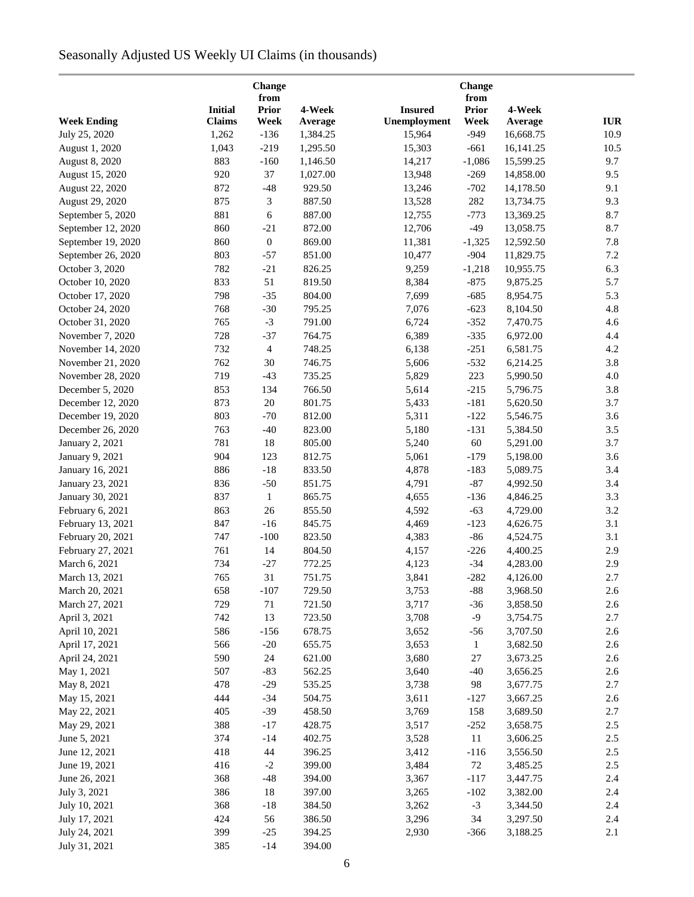Seasonally Adjusted US Weekly UI Claims (in thousands)

| Week Ending | Initial Claims | Change from Prior Week | 4-Week Average | Insured Unemployment | Change from Prior Week | 4-Week Average | IUR |
|---|---|---|---|---|---|---|---|
| July 25, 2020 | 1,262 | -136 | 1,384.25 | 15,964 | -949 | 16,668.75 | 10.9 |
| August 1, 2020 | 1,043 | -219 | 1,295.50 | 15,303 | -661 | 16,141.25 | 10.5 |
| August 8, 2020 | 883 | -160 | 1,146.50 | 14,217 | -1,086 | 15,599.25 | 9.7 |
| August 15, 2020 | 920 | 37 | 1,027.00 | 13,948 | -269 | 14,858.00 | 9.5 |
| August 22, 2020 | 872 | -48 | 929.50 | 13,246 | -702 | 14,178.50 | 9.1 |
| August 29, 2020 | 875 | 3 | 887.50 | 13,528 | 282 | 13,734.75 | 9.3 |
| September 5, 2020 | 881 | 6 | 887.00 | 12,755 | -773 | 13,369.25 | 8.7 |
| September 12, 2020 | 860 | -21 | 872.00 | 12,706 | -49 | 13,058.75 | 8.7 |
| September 19, 2020 | 860 | 0 | 869.00 | 11,381 | -1,325 | 12,592.50 | 7.8 |
| September 26, 2020 | 803 | -57 | 851.00 | 10,477 | -904 | 11,829.75 | 7.2 |
| October 3, 2020 | 782 | -21 | 826.25 | 9,259 | -1,218 | 10,955.75 | 6.3 |
| October 10, 2020 | 833 | 51 | 819.50 | 8,384 | -875 | 9,875.25 | 5.7 |
| October 17, 2020 | 798 | -35 | 804.00 | 7,699 | -685 | 8,954.75 | 5.3 |
| October 24, 2020 | 768 | -30 | 795.25 | 7,076 | -623 | 8,104.50 | 4.8 |
| October 31, 2020 | 765 | -3 | 791.00 | 6,724 | -352 | 7,470.75 | 4.6 |
| November 7, 2020 | 728 | -37 | 764.75 | 6,389 | -335 | 6,972.00 | 4.4 |
| November 14, 2020 | 732 | 4 | 748.25 | 6,138 | -251 | 6,581.75 | 4.2 |
| November 21, 2020 | 762 | 30 | 746.75 | 5,606 | -532 | 6,214.25 | 3.8 |
| November 28, 2020 | 719 | -43 | 735.25 | 5,829 | 223 | 5,990.50 | 4.0 |
| December 5, 2020 | 853 | 134 | 766.50 | 5,614 | -215 | 5,796.75 | 3.8 |
| December 12, 2020 | 873 | 20 | 801.75 | 5,433 | -181 | 5,620.50 | 3.7 |
| December 19, 2020 | 803 | -70 | 812.00 | 5,311 | -122 | 5,546.75 | 3.6 |
| December 26, 2020 | 763 | -40 | 823.00 | 5,180 | -131 | 5,384.50 | 3.5 |
| January 2, 2021 | 781 | 18 | 805.00 | 5,240 | 60 | 5,291.00 | 3.7 |
| January 9, 2021 | 904 | 123 | 812.75 | 5,061 | -179 | 5,198.00 | 3.6 |
| January 16, 2021 | 886 | -18 | 833.50 | 4,878 | -183 | 5,089.75 | 3.4 |
| January 23, 2021 | 836 | -50 | 851.75 | 4,791 | -87 | 4,992.50 | 3.4 |
| January 30, 2021 | 837 | 1 | 865.75 | 4,655 | -136 | 4,846.25 | 3.3 |
| February 6, 2021 | 863 | 26 | 855.50 | 4,592 | -63 | 4,729.00 | 3.2 |
| February 13, 2021 | 847 | -16 | 845.75 | 4,469 | -123 | 4,626.75 | 3.1 |
| February 20, 2021 | 747 | -100 | 823.50 | 4,383 | -86 | 4,524.75 | 3.1 |
| February 27, 2021 | 761 | 14 | 804.50 | 4,157 | -226 | 4,400.25 | 2.9 |
| March 6, 2021 | 734 | -27 | 772.25 | 4,123 | -34 | 4,283.00 | 2.9 |
| March 13, 2021 | 765 | 31 | 751.75 | 3,841 | -282 | 4,126.00 | 2.7 |
| March 20, 2021 | 658 | -107 | 729.50 | 3,753 | -88 | 3,968.50 | 2.6 |
| March 27, 2021 | 729 | 71 | 721.50 | 3,717 | -36 | 3,858.50 | 2.6 |
| April 3, 2021 | 742 | 13 | 723.50 | 3,708 | -9 | 3,754.75 | 2.7 |
| April 10, 2021 | 586 | -156 | 678.75 | 3,652 | -56 | 3,707.50 | 2.6 |
| April 17, 2021 | 566 | -20 | 655.75 | 3,653 | 1 | 3,682.50 | 2.6 |
| April 24, 2021 | 590 | 24 | 621.00 | 3,680 | 27 | 3,673.25 | 2.6 |
| May 1, 2021 | 507 | -83 | 562.25 | 3,640 | -40 | 3,656.25 | 2.6 |
| May 8, 2021 | 478 | -29 | 535.25 | 3,738 | 98 | 3,677.75 | 2.7 |
| May 15, 2021 | 444 | -34 | 504.75 | 3,611 | -127 | 3,667.25 | 2.6 |
| May 22, 2021 | 405 | -39 | 458.50 | 3,769 | 158 | 3,689.50 | 2.7 |
| May 29, 2021 | 388 | -17 | 428.75 | 3,517 | -252 | 3,658.75 | 2.5 |
| June 5, 2021 | 374 | -14 | 402.75 | 3,528 | 11 | 3,606.25 | 2.5 |
| June 12, 2021 | 418 | 44 | 396.25 | 3,412 | -116 | 3,556.50 | 2.5 |
| June 19, 2021 | 416 | -2 | 399.00 | 3,484 | 72 | 3,485.25 | 2.5 |
| June 26, 2021 | 368 | -48 | 394.00 | 3,367 | -117 | 3,447.75 | 2.4 |
| July 3, 2021 | 386 | 18 | 397.00 | 3,265 | -102 | 3,382.00 | 2.4 |
| July 10, 2021 | 368 | -18 | 384.50 | 3,262 | -3 | 3,344.50 | 2.4 |
| July 17, 2021 | 424 | 56 | 386.50 | 3,296 | 34 | 3,297.50 | 2.4 |
| July 24, 2021 | 399 | -25 | 394.25 | 2,930 | -366 | 3,188.25 | 2.1 |
| July 31, 2021 | 385 | -14 | 394.00 | | | | |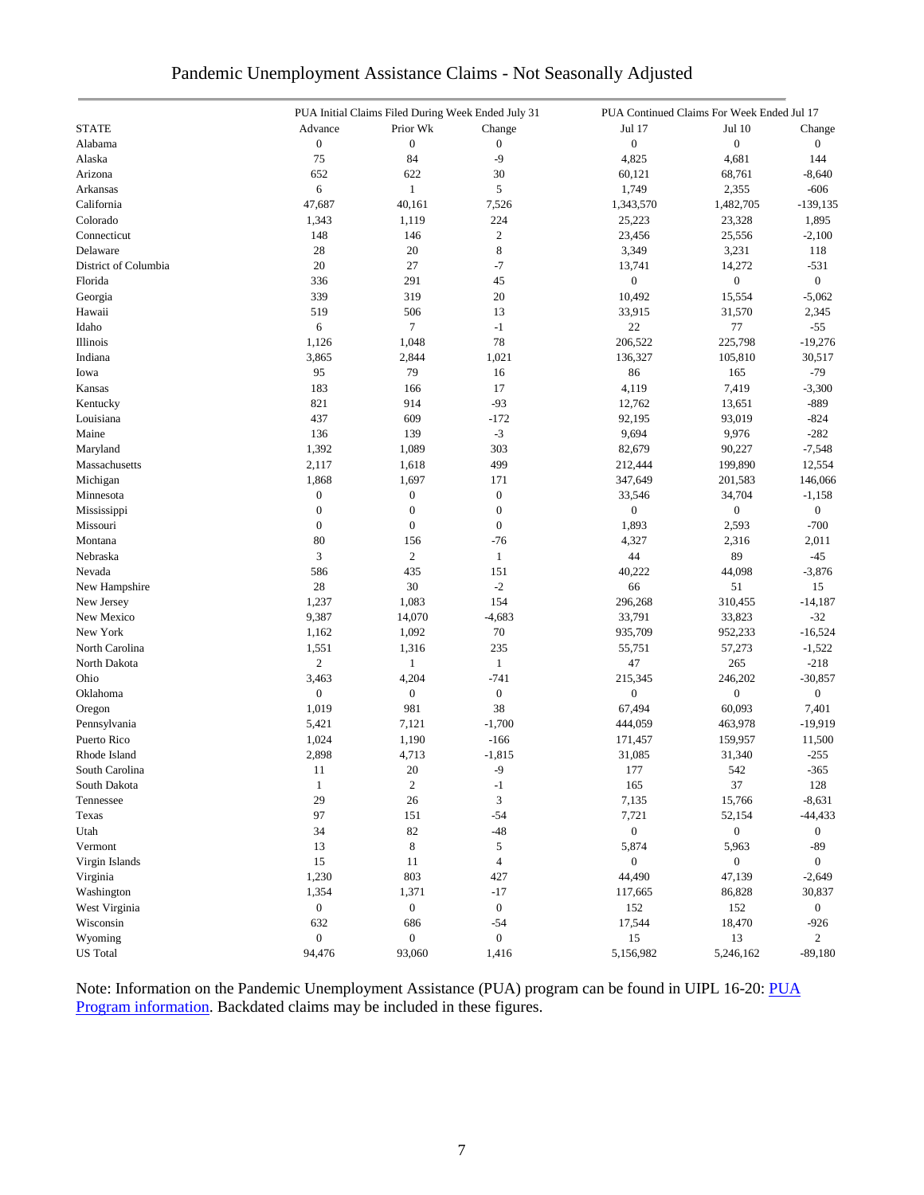# Pandemic Unemployment Assistance Claims - Not Seasonally Adjusted

| | PUA Initial Claims Filed During Week Ended July 31 | | | PUA Continued Claims For Week Ended Jul 17 | | |
|---|---|---|---|---|---|---|
| STATE | Advance | Prior Wk | Change | Jul 17 | Jul 10 | Change |
| Alabama | 0 | 0 | 0 | 0 | 0 | 0 |
| Alaska | 75 | 84 | -9 | 4,825 | 4,681 | 144 |
| Arizona | 652 | 622 | 30 | 60,121 | 68,761 | -8,640 |
| Arkansas | 6 | 1 | 5 | 1,749 | 2,355 | -606 |
| California | 47,687 | 40,161 | 7,526 | 1,343,570 | 1,482,705 | -139,135 |
| Colorado | 1,343 | 1,119 | 224 | 25,223 | 23,328 | 1,895 |
| Connecticut | 148 | 146 | 2 | 23,456 | 25,556 | -2,100 |
| Delaware | 28 | 20 | 8 | 3,349 | 3,231 | 118 |
| District of Columbia | 20 | 27 | -7 | 13,741 | 14,272 | -531 |
| Florida | 336 | 291 | 45 | 0 | 0 | 0 |
| Georgia | 339 | 319 | 20 | 10,492 | 15,554 | -5,062 |
| Hawaii | 519 | 506 | 13 | 33,915 | 31,570 | 2,345 |
| Idaho | 6 | 7 | -1 | 22 | 77 | -55 |
| Illinois | 1,126 | 1,048 | 78 | 206,522 | 225,798 | -19,276 |
| Indiana | 3,865 | 2,844 | 1,021 | 136,327 | 105,810 | 30,517 |
| Iowa | 95 | 79 | 16 | 86 | 165 | -79 |
| Kansas | 183 | 166 | 17 | 4,119 | 7,419 | -3,300 |
| Kentucky | 821 | 914 | -93 | 12,762 | 13,651 | -889 |
| Louisiana | 437 | 609 | -172 | 92,195 | 93,019 | -824 |
| Maine | 136 | 139 | -3 | 9,694 | 9,976 | -282 |
| Maryland | 1,392 | 1,089 | 303 | 82,679 | 90,227 | -7,548 |
| Massachusetts | 2,117 | 1,618 | 499 | 212,444 | 199,890 | 12,554 |
| Michigan | 1,868 | 1,697 | 171 | 347,649 | 201,583 | 146,066 |
| Minnesota | 0 | 0 | 0 | 33,546 | 34,704 | -1,158 |
| Mississippi | 0 | 0 | 0 | 0 | 0 | 0 |
| Missouri | 0 | 0 | 0 | 1,893 | 2,593 | -700 |
| Montana | 80 | 156 | -76 | 4,327 | 2,316 | 2,011 |
| Nebraska | 3 | 2 | 1 | 44 | 89 | -45 |
| Nevada | 586 | 435 | 151 | 40,222 | 44,098 | -3,876 |
| New Hampshire | 28 | 30 | -2 | 66 | 51 | 15 |
| New Jersey | 1,237 | 1,083 | 154 | 296,268 | 310,455 | -14,187 |
| New Mexico | 9,387 | 14,070 | -4,683 | 33,791 | 33,823 | -32 |
| New York | 1,162 | 1,092 | 70 | 935,709 | 952,233 | -16,524 |
| North Carolina | 1,551 | 1,316 | 235 | 55,751 | 57,273 | -1,522 |
| North Dakota | 2 | 1 | 1 | 47 | 265 | -218 |
| Ohio | 3,463 | 4,204 | -741 | 215,345 | 246,202 | -30,857 |
| Oklahoma | 0 | 0 | 0 | 0 | 0 | 0 |
| Oregon | 1,019 | 981 | 38 | 67,494 | 60,093 | 7,401 |
| Pennsylvania | 5,421 | 7,121 | -1,700 | 444,059 | 463,978 | -19,919 |
| Puerto Rico | 1,024 | 1,190 | -166 | 171,457 | 159,957 | 11,500 |
| Rhode Island | 2,898 | 4,713 | -1,815 | 31,085 | 31,340 | -255 |
| South Carolina | 11 | 20 | -9 | 177 | 542 | -365 |
| South Dakota | 1 | 2 | -1 | 165 | 37 | 128 |
| Tennessee | 29 | 26 | 3 | 7,135 | 15,766 | -8,631 |
| Texas | 97 | 151 | -54 | 7,721 | 52,154 | -44,433 |
| Utah | 34 | 82 | -48 | 0 | 0 | 0 |
| Vermont | 13 | 8 | 5 | 5,874 | 5,963 | -89 |
| Virgin Islands | 15 | 11 | 4 | 0 | 0 | 0 |
| Virginia | 1,230 | 803 | 427 | 44,490 | 47,139 | -2,649 |
| Washington | 1,354 | 1,371 | -17 | 117,665 | 86,828 | 30,837 |
| West Virginia | 0 | 0 | 0 | 152 | 152 | 0 |
| Wisconsin | 632 | 686 | -54 | 17,544 | 18,470 | -926 |
| Wyoming | 0 | 0 | 0 | 15 | 13 | 2 |
| US Total | 94,476 | 93,060 | 1,416 | 5,156,982 | 5,246,162 | -89,180 |

Note: Information on the Pandemic Unemployment Assistance (PUA) program can be found in UIPL 16-20: PUA Program information. Backdated claims may be included in these figures.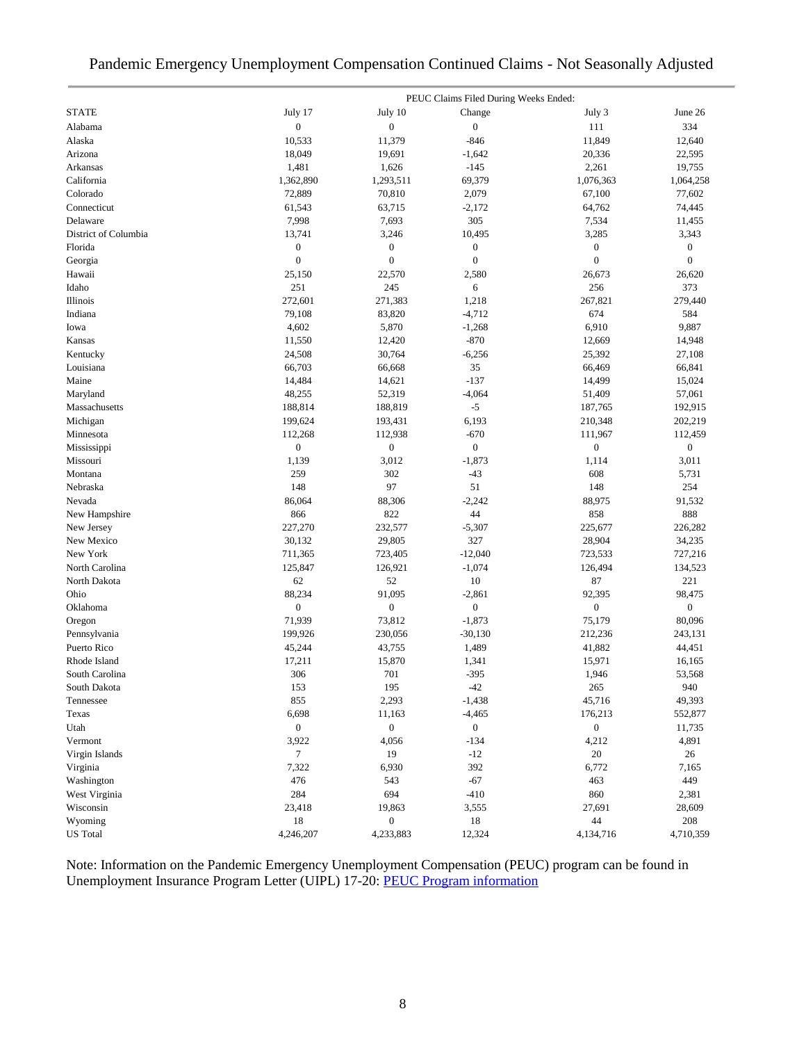# Pandemic Emergency Unemployment Compensation Continued Claims - Not Seasonally Adjusted

| | PEUC Claims Filed During Weeks Ended: | | | | |
|---|---|---|---|---|---|
| STATE | July 17 | July 10 | Change | July 3 | June 26 |
| Alabama | 0 | 0 | 0 | 111 | 334 |
| Alaska | 10,533 | 11,379 | -846 | 11,849 | 12,640 |
| Arizona | 18,049 | 19,691 | -1,642 | 20,336 | 22,595 |
| Arkansas | 1,481 | 1,626 | -145 | 2,261 | 19,755 |
| California | 1,362,890 | 1,293,511 | 69,379 | 1,076,363 | 1,064,258 |
| Colorado | 72,889 | 70,810 | 2,079 | 67,100 | 77,602 |
| Connecticut | 61,543 | 63,715 | -2,172 | 64,762 | 74,445 |
| Delaware | 7,998 | 7,693 | 305 | 7,534 | 11,455 |
| District of Columbia | 13,741 | 3,246 | 10,495 | 3,285 | 3,343 |
| Florida | 0 | 0 | 0 | 0 | 0 |
| Georgia | 0 | 0 | 0 | 0 | 0 |
| Hawaii | 25,150 | 22,570 | 2,580 | 26,673 | 26,620 |
| Idaho | 251 | 245 | 6 | 256 | 373 |
| Illinois | 272,601 | 271,383 | 1,218 | 267,821 | 279,440 |
| Indiana | 79,108 | 83,820 | -4,712 | 674 | 584 |
| Iowa | 4,602 | 5,870 | -1,268 | 6,910 | 9,887 |
| Kansas | 11,550 | 12,420 | -870 | 12,669 | 14,948 |
| Kentucky | 24,508 | 30,764 | -6,256 | 25,392 | 27,108 |
| Louisiana | 66,703 | 66,668 | 35 | 66,469 | 66,841 |
| Maine | 14,484 | 14,621 | -137 | 14,499 | 15,024 |
| Maryland | 48,255 | 52,319 | -4,064 | 51,409 | 57,061 |
| Massachusetts | 188,814 | 188,819 | -5 | 187,765 | 192,915 |
| Michigan | 199,624 | 193,431 | 6,193 | 210,348 | 202,219 |
| Minnesota | 112,268 | 112,938 | -670 | 111,967 | 112,459 |
| Mississippi | 0 | 0 | 0 | 0 | 0 |
| Missouri | 1,139 | 3,012 | -1,873 | 1,114 | 3,011 |
| Montana | 259 | 302 | -43 | 608 | 5,731 |
| Nebraska | 148 | 97 | 51 | 148 | 254 |
| Nevada | 86,064 | 88,306 | -2,242 | 88,975 | 91,532 |
| New Hampshire | 866 | 822 | 44 | 858 | 888 |
| New Jersey | 227,270 | 232,577 | -5,307 | 225,677 | 226,282 |
| New Mexico | 30,132 | 29,805 | 327 | 28,904 | 34,235 |
| New York | 711,365 | 723,405 | -12,040 | 723,533 | 727,216 |
| North Carolina | 125,847 | 126,921 | -1,074 | 126,494 | 134,523 |
| North Dakota | 62 | 52 | 10 | 87 | 221 |
| Ohio | 88,234 | 91,095 | -2,861 | 92,395 | 98,475 |
| Oklahoma | 0 | 0 | 0 | 0 | 0 |
| Oregon | 71,939 | 73,812 | -1,873 | 75,179 | 80,096 |
| Pennsylvania | 199,926 | 230,056 | -30,130 | 212,236 | 243,131 |
| Puerto Rico | 45,244 | 43,755 | 1,489 | 41,882 | 44,451 |
| Rhode Island | 17,211 | 15,870 | 1,341 | 15,971 | 16,165 |
| South Carolina | 306 | 701 | -395 | 1,946 | 53,568 |
| South Dakota | 153 | 195 | -42 | 265 | 940 |
| Tennessee | 855 | 2,293 | -1,438 | 45,716 | 49,393 |
| Texas | 6,698 | 11,163 | -4,465 | 176,213 | 552,877 |
| Utah | 0 | 0 | 0 | 0 | 11,735 |
| Vermont | 3,922 | 4,056 | -134 | 4,212 | 4,891 |
| Virgin Islands | 7 | 19 | -12 | 20 | 26 |
| Virginia | 7,322 | 6,930 | 392 | 6,772 | 7,165 |
| Washington | 476 | 543 | -67 | 463 | 449 |
| West Virginia | 284 | 694 | -410 | 860 | 2,381 |
| Wisconsin | 23,418 | 19,863 | 3,555 | 27,691 | 28,609 |
| Wyoming | 18 | 0 | 18 | 44 | 208 |
| US Total | 4,246,207 | 4,233,883 | 12,324 | 4,134,716 | 4,710,359 |

Note: Information on the Pandemic Emergency Unemployment Compensation (PEUC) program can be found in Unemployment Insurance Program Letter (UIPL) 17-20: [PEUC Program information]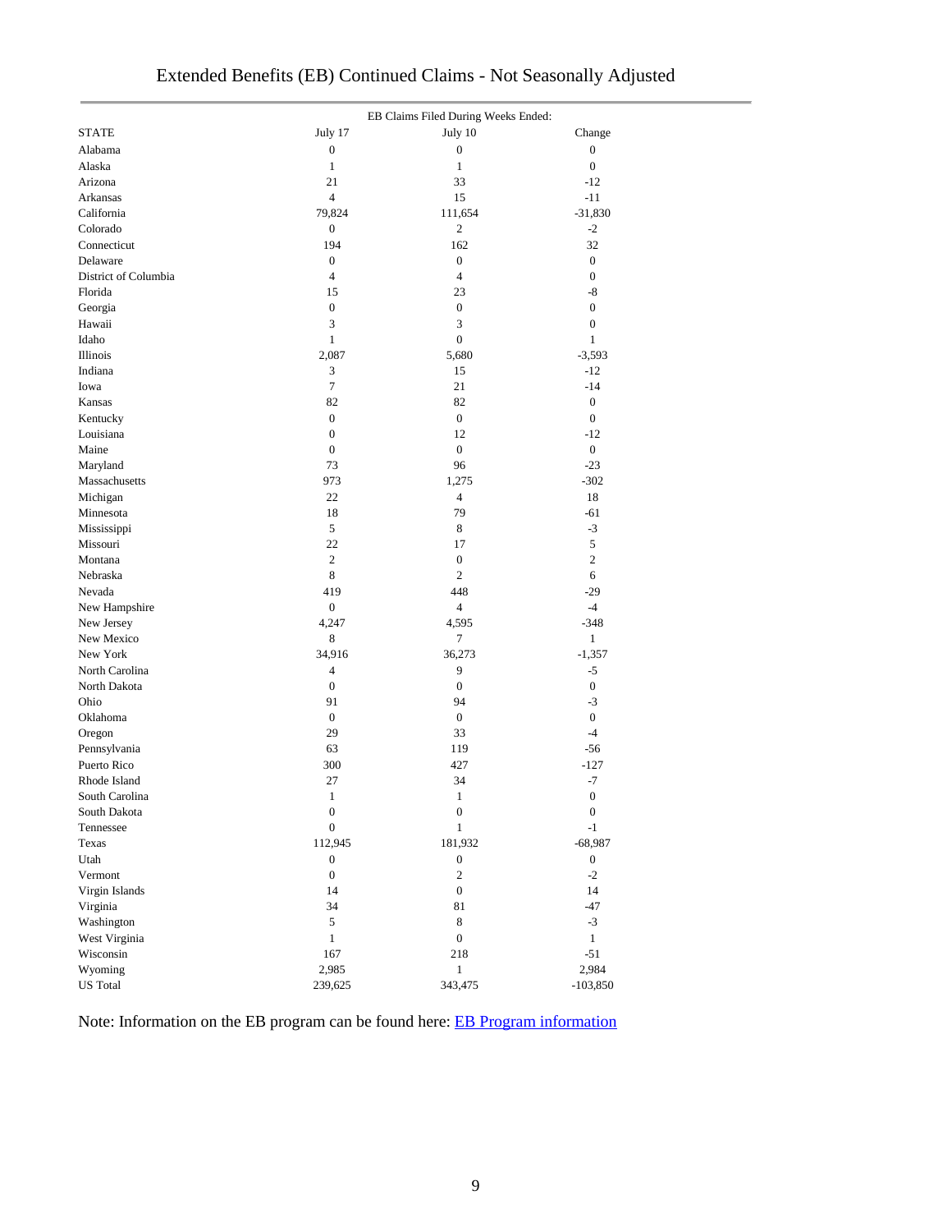# Extended Benefits (EB) Continued Claims - Not Seasonally Adjusted

| | EB Claims Filed During Weeks Ended: | | |
|---|---|---|---|
| STATE | July 17 | July 10 | Change |
| Alabama | 0 | 0 | 0 |
| Alaska | 1 | 1 | 0 |
| Arizona | 21 | 33 | -12 |
| Arkansas | 4 | 15 | -11 |
| California | 79,824 | 111,654 | -31,830 |
| Colorado | 0 | 2 | -2 |
| Connecticut | 194 | 162 | 32 |
| Delaware | 0 | 0 | 0 |
| District of Columbia | 4 | 4 | 0 |
| Florida | 15 | 23 | -8 |
| Georgia | 0 | 0 | 0 |
| Hawaii | 3 | 3 | 0 |
| Idaho | 1 | 0 | 1 |
| Illinois | 2,087 | 5,680 | -3,593 |
| Indiana | 3 | 15 | -12 |
| Iowa | 7 | 21 | -14 |
| Kansas | 82 | 82 | 0 |
| Kentucky | 0 | 0 | 0 |
| Louisiana | 0 | 12 | -12 |
| Maine | 0 | 0 | 0 |
| Maryland | 73 | 96 | -23 |
| Massachusetts | 973 | 1,275 | -302 |
| Michigan | 22 | 4 | 18 |
| Minnesota | 18 | 79 | -61 |
| Mississippi | 5 | 8 | -3 |
| Missouri | 22 | 17 | 5 |
| Montana | 2 | 0 | 2 |
| Nebraska | 8 | 2 | 6 |
| Nevada | 419 | 448 | -29 |
| New Hampshire | 0 | 4 | -4 |
| New Jersey | 4,247 | 4,595 | -348 |
| New Mexico | 8 | 7 | 1 |
| New York | 34,916 | 36,273 | -1,357 |
| North Carolina | 4 | 9 | -5 |
| North Dakota | 0 | 0 | 0 |
| Ohio | 91 | 94 | -3 |
| Oklahoma | 0 | 0 | 0 |
| Oregon | 29 | 33 | -4 |
| Pennsylvania | 63 | 119 | -56 |
| Puerto Rico | 300 | 427 | -127 |
| Rhode Island | 27 | 34 | -7 |
| South Carolina | 1 | 1 | 0 |
| South Dakota | 0 | 0 | 0 |
| Tennessee | 0 | 1 | -1 |
| Texas | 112,945 | 181,932 | -68,987 |
| Utah | 0 | 0 | 0 |
| Vermont | 0 | 2 | -2 |
| Virgin Islands | 14 | 0 | 14 |
| Virginia | 34 | 81 | -47 |
| Washington | 5 | 8 | -3 |
| West Virginia | 1 | 0 | 1 |
| Wisconsin | 167 | 218 | -51 |
| Wyoming | 2,985 | 1 | 2,984 |
| US Total | 239,625 | 343,475 | -103,850 |

Note: Information on the EB program can be found here: EB Program information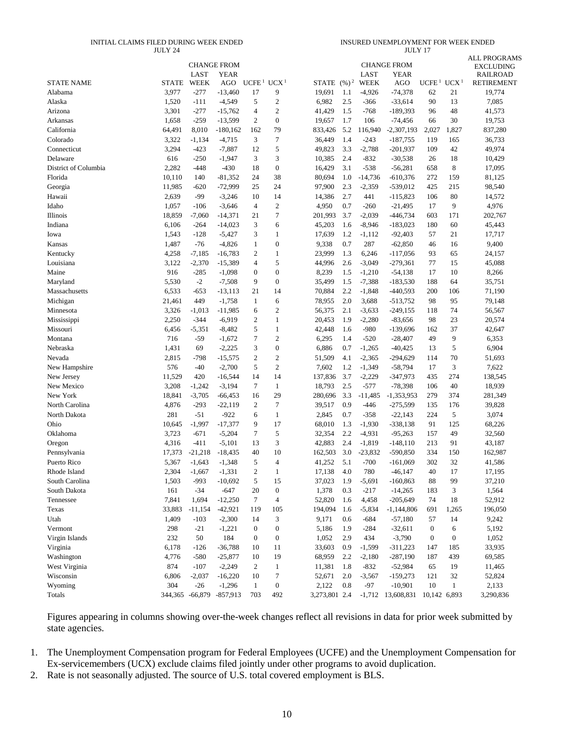| | INITIAL CLAIMS FILED DURING WEEK ENDED JULY 24 | | | | | INSURED UNEMPLOYMENT FOR WEEK ENDED JULY 17 | | | | | | |
|---|---|---|---|---|---|---|---|---|---|---|---|---|
| | | CHANGE FROM | | | | | | CHANGE FROM | | | | ALL PROGRAMS EXCLUDING RAILROAD RETIREMENT |
| STATE NAME | STATE | LAST WEEK | YEAR AGO | UCFE [1] | UCX [1] | STATE | (%) [2] | LAST WEEK | YEAR AGO | UCFE [1] | UCX [1] | |
| Alabama | 3,977 | -277 | -13,460 | 17 | 9 | 19,691 | 1.1 | -4,926 | -74,378 | 62 | 21 | 19,774 |
| Alaska | 1,520 | -111 | -4,549 | 5 | 2 | 6,982 | 2.5 | -366 | -33,614 | 90 | 13 | 7,085 |
| Arizona | 3,301 | -277 | -15,762 | 4 | 2 | 41,429 | 1.5 | -768 | -189,393 | 96 | 48 | 41,573 |
| Arkansas | 1,658 | -259 | -13,599 | 2 | 0 | 19,657 | 1.7 | 106 | -74,456 | 66 | 30 | 19,753 |
| California | 64,491 | 8,010 | -180,162 | 162 | 79 | 833,426 | 5.2 | 116,940 | -2,307,193 | 2,027 | 1,827 | 837,280 |
| Colorado | 3,322 | -1,134 | -4,715 | 3 | 7 | 36,449 | 1.4 | -243 | -187,755 | 119 | 165 | 36,733 |
| Connecticut | 3,294 | -423 | -7,887 | 12 | 5 | 49,823 | 3.3 | -2,788 | -201,937 | 109 | 42 | 49,974 |
| Delaware | 616 | -250 | -1,947 | 3 | 3 | 10,385 | 2.4 | -832 | -30,538 | 26 | 18 | 10,429 |
| District of Columbia | 2,282 | -448 | -430 | 18 | 0 | 16,429 | 3.1 | -538 | -56,281 | 658 | 8 | 17,095 |
| Florida | 10,110 | 140 | -81,352 | 24 | 38 | 80,694 | 1.0 | -14,736 | -610,376 | 272 | 159 | 81,125 |
| Georgia | 11,985 | -620 | -72,999 | 25 | 24 | 97,900 | 2.3 | -2,359 | -539,012 | 425 | 215 | 98,540 |
| Hawaii | 2,639 | -99 | -3,246 | 10 | 14 | 14,386 | 2.7 | 441 | -115,823 | 106 | 80 | 14,572 |
| Idaho | 1,057 | -106 | -3,646 | 4 | 2 | 4,950 | 0.7 | -260 | -21,495 | 17 | 9 | 4,976 |
| Illinois | 18,859 | -7,060 | -14,371 | 21 | 7 | 201,993 | 3.7 | -2,039 | -446,734 | 603 | 171 | 202,767 |
| Indiana | 6,106 | -264 | -14,023 | 3 | 6 | 45,203 | 1.6 | -8,946 | -183,023 | 180 | 60 | 45,443 |
| Iowa | 1,543 | -128 | -5,427 | 3 | 1 | 17,639 | 1.2 | -1,112 | -92,403 | 57 | 21 | 17,717 |
| Kansas | 1,487 | -76 | -4,826 | 1 | 0 | 9,338 | 0.7 | 287 | -62,850 | 46 | 16 | 9,400 |
| Kentucky | 4,258 | -7,185 | -16,783 | 2 | 1 | 23,999 | 1.3 | 6,246 | -117,056 | 93 | 65 | 24,157 |
| Louisiana | 3,122 | -2,370 | -15,389 | 4 | 5 | 44,996 | 2.6 | -3,049 | -279,361 | 77 | 15 | 45,088 |
| Maine | 916 | -285 | -1,098 | 0 | 0 | 8,239 | 1.5 | -1,210 | -54,138 | 17 | 10 | 8,266 |
| Maryland | 5,530 | -2 | -7,508 | 9 | 0 | 35,499 | 1.5 | -7,388 | -183,530 | 188 | 64 | 35,751 |
| Massachusetts | 6,533 | -653 | -13,113 | 21 | 14 | 70,884 | 2.2 | -1,848 | -440,593 | 200 | 106 | 71,190 |
| Michigan | 21,461 | 449 | -1,758 | 1 | 6 | 78,955 | 2.0 | 3,688 | -513,752 | 98 | 95 | 79,148 |
| Minnesota | 3,326 | -1,013 | -11,985 | 6 | 2 | 56,375 | 2.1 | -3,633 | -249,155 | 118 | 74 | 56,567 |
| Mississippi | 2,250 | -344 | -6,919 | 2 | 1 | 20,453 | 1.9 | -2,280 | -83,656 | 98 | 23 | 20,574 |
| Missouri | 6,456 | -5,351 | -8,482 | 5 | 1 | 42,448 | 1.6 | -980 | -139,696 | 162 | 37 | 42,647 |
| Montana | 716 | -59 | -1,672 | 7 | 2 | 6,295 | 1.4 | -520 | -28,407 | 49 | 9 | 6,353 |
| Nebraska | 1,431 | 69 | -2,225 | 3 | 0 | 6,886 | 0.7 | -1,265 | -40,425 | 13 | 5 | 6,904 |
| Nevada | 2,815 | -798 | -15,575 | 2 | 2 | 51,509 | 4.1 | -2,365 | -294,629 | 114 | 70 | 51,693 |
| New Hampshire | 576 | -40 | -2,700 | 5 | 2 | 7,602 | 1.2 | -1,349 | -58,794 | 17 | 3 | 7,622 |
| New Jersey | 11,529 | 420 | -16,544 | 14 | 14 | 137,836 | 3.7 | -2,229 | -347,973 | 435 | 274 | 138,545 |
| New Mexico | 3,208 | -1,242 | -3,194 | 7 | 1 | 18,793 | 2.5 | -577 | -78,398 | 106 | 40 | 18,939 |
| New York | 18,841 | -3,705 | -66,453 | 16 | 29 | 280,696 | 3.3 | -11,485 | -1,353,953 | 279 | 374 | 281,349 |
| North Carolina | 4,876 | -293 | -22,119 | 2 | 7 | 39,517 | 0.9 | -446 | -275,599 | 135 | 176 | 39,828 |
| North Dakota | 281 | -51 | -922 | 6 | 1 | 2,845 | 0.7 | -358 | -22,143 | 224 | 5 | 3,074 |
| Ohio | 10,645 | -1,997 | -17,377 | 9 | 17 | 68,010 | 1.3 | -1,930 | -338,138 | 91 | 125 | 68,226 |
| Oklahoma | 3,723 | -671 | -5,204 | 7 | 5 | 32,354 | 2.2 | -4,931 | -95,263 | 157 | 49 | 32,560 |
| Oregon | 4,316 | -411 | -5,101 | 13 | 3 | 42,883 | 2.4 | -1,819 | -148,110 | 213 | 91 | 43,187 |
| Pennsylvania | 17,373 | -21,218 | -18,435 | 40 | 10 | 162,503 | 3.0 | -23,832 | -590,850 | 334 | 150 | 162,987 |
| Puerto Rico | 5,367 | -1,643 | -1,348 | 5 | 4 | 41,252 | 5.1 | -700 | -161,069 | 302 | 32 | 41,586 |
| Rhode Island | 2,304 | -1,667 | -1,331 | 2 | 1 | 17,138 | 4.0 | 780 | -46,147 | 40 | 17 | 17,195 |
| South Carolina | 1,503 | -993 | -10,692 | 5 | 15 | 37,023 | 1.9 | -5,691 | -160,863 | 88 | 99 | 37,210 |
| South Dakota | 161 | -34 | -647 | 20 | 0 | 1,378 | 0.3 | -217 | -14,265 | 183 | 3 | 1,564 |
| Tennessee | 7,841 | 1,694 | -12,250 | 7 | 4 | 52,820 | 1.6 | 4,458 | -205,649 | 74 | 18 | 52,912 |
| Texas | 33,883 | -11,154 | -42,921 | 119 | 105 | 194,094 | 1.6 | -5,834 | -1,144,806 | 691 | 1,265 | 196,050 |
| Utah | 1,409 | -103 | -2,300 | 14 | 3 | 9,171 | 0.6 | -684 | -57,180 | 57 | 14 | 9,242 |
| Vermont | 298 | -21 | -1,221 | 0 | 0 | 5,186 | 1.9 | -284 | -32,611 | 0 | 6 | 5,192 |
| Virgin Islands | 232 | 50 | 184 | 0 | 0 | 1,052 | 2.9 | 434 | -3,790 | 0 | 0 | 1,052 |
| Virginia | 6,178 | -126 | -36,788 | 10 | 11 | 33,603 | 0.9 | -1,599 | -311,223 | 147 | 185 | 33,935 |
| Washington | 4,776 | -580 | -25,877 | 10 | 19 | 68,959 | 2.2 | -2,180 | -287,190 | 187 | 439 | 69,585 |
| West Virginia | 874 | -107 | -2,249 | 2 | 1 | 11,381 | 1.8 | -832 | -52,984 | 65 | 19 | 11,465 |
| Wisconsin | 6,806 | -2,037 | -16,220 | 10 | 7 | 52,671 | 2.0 | -3,567 | -159,273 | 121 | 32 | 52,824 |
| Wyoming | 304 | -26 | -1,296 | 1 | 0 | 2,122 | 0.8 | -97 | -10,901 | 10 | 1 | 2,133 |
| Totals | 344,365 | -66,879 | -857,913 | 703 | 492 | 3,273,801 | 2.4 | -1,712 | 13,608,831 | 10,142 | 6,893 | 3,290,836 |

Figures appearing in columns showing over-the-week changes reflect all revisions in data for prior week submitted by state agencies.

1. The Unemployment Compensation program for Federal Employees (UCFE) and the Unemployment Compensation for Ex-servicemembers (UCX) exclude claims filed jointly under other programs to avoid duplication.
2. Rate is not seasonally adjusted. The source of U.S. total covered employment is BLS.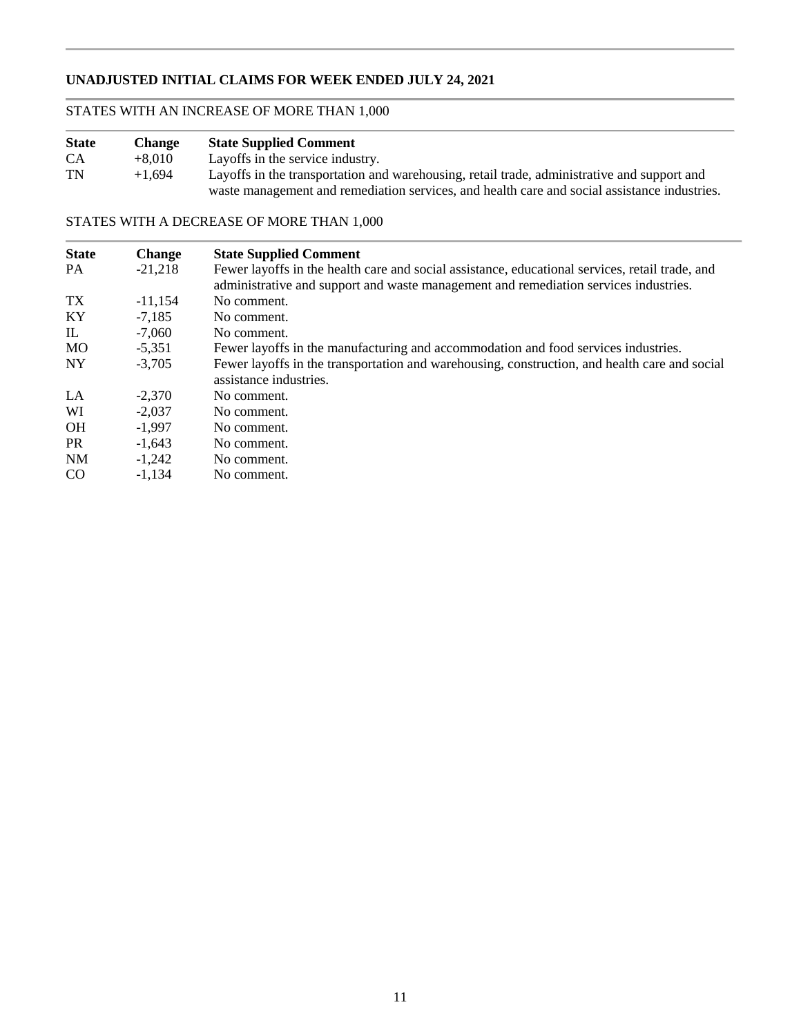## UNADJUSTED INITIAL CLAIMS FOR WEEK ENDED JULY 24, 2021

### STATES WITH AN INCREASE OF MORE THAN 1,000

| State | Change | State Supplied Comment |
|---|---|---|
| CA | +8,010 | Layoffs in the service industry. |
| TN | +1,694 | Layoffs in the transportation and warehousing, retail trade, administrative and support and waste management and remediation services, and health care and social assistance industries. |

### STATES WITH A DECREASE OF MORE THAN 1,000

| State | Change | State Supplied Comment |
|---|---|---|
| PA | -21,218 | Fewer layoffs in the health care and social assistance, educational services, retail trade, and administrative and support and waste management and remediation services industries. |
| TX | -11,154 | No comment. |
| KY | -7,185 | No comment. |
| IL | -7,060 | No comment. |
| MO | -5,351 | Fewer layoffs in the manufacturing and accommodation and food services industries. |
| NY | -3,705 | Fewer layoffs in the transportation and warehousing, construction, and health care and social assistance industries. |
| LA | -2,370 | No comment. |
| WI | -2,037 | No comment. |
| OH | -1,997 | No comment. |
| PR | -1,643 | No comment. |
| NM | -1,242 | No comment. |
| CO | -1,134 | No comment. |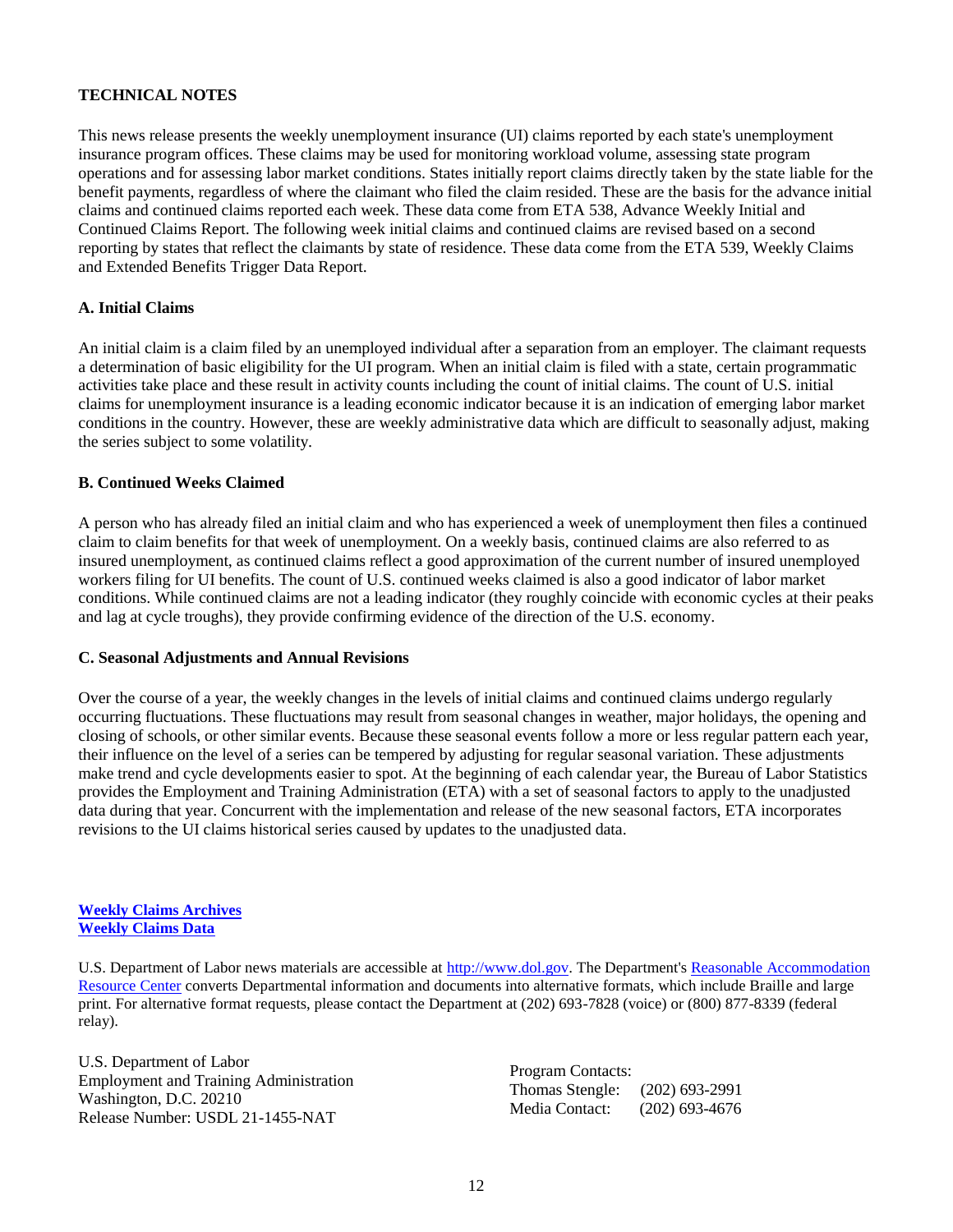## TECHNICAL NOTES

This news release presents the weekly unemployment insurance (UI) claims reported by each state's unemployment insurance program offices. These claims may be used for monitoring workload volume, assessing state program operations and for assessing labor market conditions. States initially report claims directly taken by the state liable for the benefit payments, regardless of where the claimant who filed the claim resided. These are the basis for the advance initial claims and continued claims reported each week. These data come from ETA 538, Advance Weekly Initial and Continued Claims Report. The following week initial claims and continued claims are revised based on a second reporting by states that reflect the claimants by state of residence. These data come from the ETA 539, Weekly Claims and Extended Benefits Trigger Data Report.

### A. Initial Claims

An initial claim is a claim filed by an unemployed individual after a separation from an employer. The claimant requests a determination of basic eligibility for the UI program. When an initial claim is filed with a state, certain programmatic activities take place and these result in activity counts including the count of initial claims. The count of U.S. initial claims for unemployment insurance is a leading economic indicator because it is an indication of emerging labor market conditions in the country. However, these are weekly administrative data which are difficult to seasonally adjust, making the series subject to some volatility.

### B. Continued Weeks Claimed

A person who has already filed an initial claim and who has experienced a week of unemployment then files a continued claim to claim benefits for that week of unemployment. On a weekly basis, continued claims are also referred to as insured unemployment, as continued claims reflect a good approximation of the current number of insured unemployed workers filing for UI benefits. The count of U.S. continued weeks claimed is also a good indicator of labor market conditions. While continued claims are not a leading indicator (they roughly coincide with economic cycles at their peaks and lag at cycle troughs), they provide confirming evidence of the direction of the U.S. economy.

### C. Seasonal Adjustments and Annual Revisions

Over the course of a year, the weekly changes in the levels of initial claims and continued claims undergo regularly occurring fluctuations. These fluctuations may result from seasonal changes in weather, major holidays, the opening and closing of schools, or other similar events. Because these seasonal events follow a more or less regular pattern each year, their influence on the level of a series can be tempered by adjusting for regular seasonal variation. These adjustments make trend and cycle developments easier to spot. At the beginning of each calendar year, the Bureau of Labor Statistics provides the Employment and Training Administration (ETA) with a set of seasonal factors to apply to the unadjusted data during that year. Concurrent with the implementation and release of the new seasonal factors, ETA incorporates revisions to the UI claims historical series caused by updates to the unadjusted data.

**Weekly Claims Archives**
**Weekly Claims Data**

U.S. Department of Labor news materials are accessible at http://www.dol.gov. The Department's Reasonable Accommodation Resource Center converts Departmental information and documents into alternative formats, which include Braille and large print. For alternative format requests, please contact the Department at (202) 693-7828 (voice) or (800) 877-8339 (federal relay).

U.S. Department of Labor
Employment and Training Administration
Washington, D.C. 20210
Release Number: USDL 21-1455-NAT

Program Contacts:
Thomas Stengle: (202) 693-2991
Media Contact: (202) 693-4676